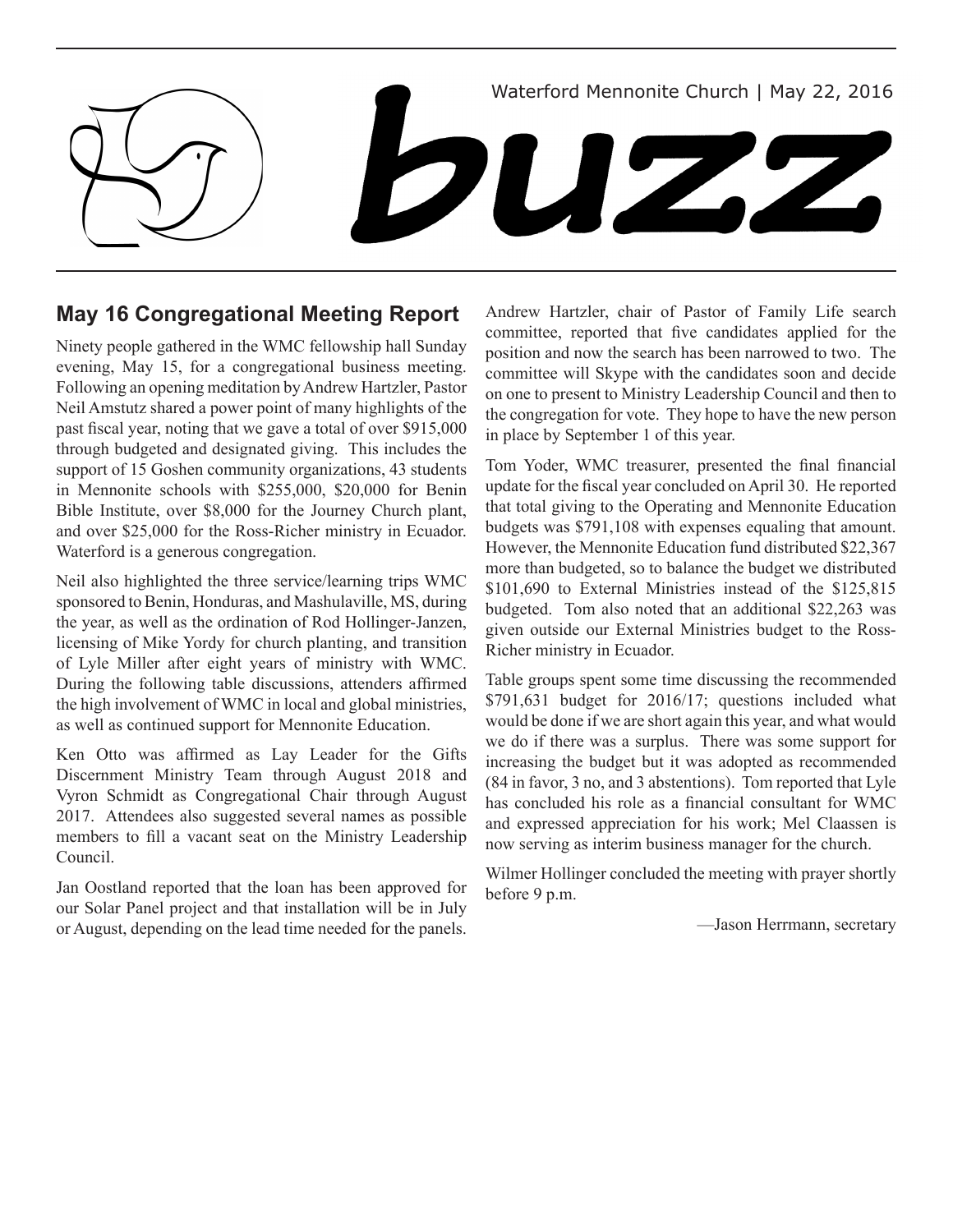Waterford Mennonite Church | May 22, 2016

# buzz

## May 16 Congregational Meeting Report

Ninety people gathered in the WMC fellowship hall Sunday evening, May 15, for a congregational business meeting. Following an opening meditation by Andrew Hartzler, Pastor Neil Amstutz shared a power point of many highlights of the past fiscal year, noting that we gave a total of over $915,000 through budgeted and designated giving. This includes the support of 15 Goshen community organizations, 43 students in Mennonite schools with $255,000, $20,000 for Benin Bible Institute, over $8,000 for the Journey Church plant, and over $25,000 for the Ross-Richer ministry in Ecuador. Waterford is a generous congregation.

Neil also highlighted the three service/learning trips WMC sponsored to Benin, Honduras, and Mashulaville, MS, during the year, as well as the ordination of Rod Hollinger-Janzen, licensing of Mike Yordy for church planting, and transition of Lyle Miller after eight years of ministry with WMC. During the following table discussions, attenders affirmed the high involvement of WMC in local and global ministries, as well as continued support for Mennonite Education.

Ken Otto was affirmed as Lay Leader for the Gifts Discernment Ministry Team through August 2018 and Vyron Schmidt as Congregational Chair through August 2017. Attendees also suggested several names as possible members to fill a vacant seat on the Ministry Leadership Council.

Jan Oostland reported that the loan has been approved for our Solar Panel project and that installation will be in July or August, depending on the lead time needed for the panels.

Andrew Hartzler, chair of Pastor of Family Life search committee, reported that five candidates applied for the position and now the search has been narrowed to two. The committee will Skype with the candidates soon and decide on one to present to Ministry Leadership Council and then to the congregation for vote. They hope to have the new person in place by September 1 of this year.

Tom Yoder, WMC treasurer, presented the final financial update for the fiscal year concluded on April 30. He reported that total giving to the Operating and Mennonite Education budgets was $791,108 with expenses equaling that amount. However, the Mennonite Education fund distributed $22,367 more than budgeted, so to balance the budget we distributed $101,690 to External Ministries instead of the $125,815 budgeted. Tom also noted that an additional $22,263 was given outside our External Ministries budget to the Ross-Richer ministry in Ecuador.

Table groups spent some time discussing the recommended $791,631 budget for 2016/17; questions included what would be done if we are short again this year, and what would we do if there was a surplus. There was some support for increasing the budget but it was adopted as recommended (84 in favor, 3 no, and 3 abstentions). Tom reported that Lyle has concluded his role as a financial consultant for WMC and expressed appreciation for his work; Mel Claassen is now serving as interim business manager for the church.

Wilmer Hollinger concluded the meeting with prayer shortly before 9 p.m.

—Jason Herrmann, secretary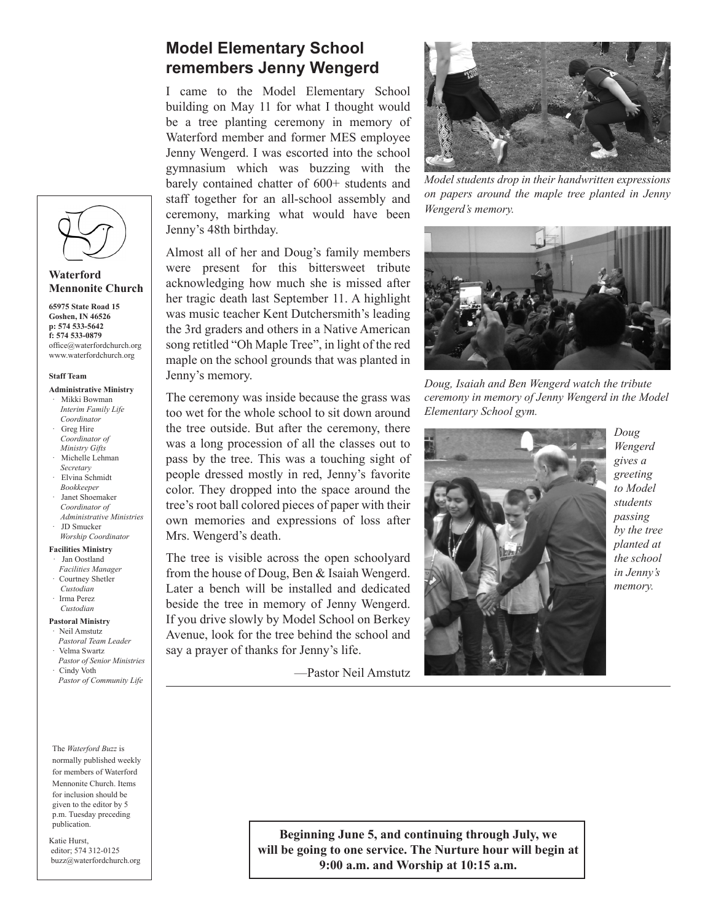## Model Elementary School remembers Jenny Wengerd

I came to the Model Elementary School building on May 11 for what I thought would be a tree planting ceremony in memory of Waterford member and former MES employee Jenny Wengerd. I was escorted into the school gymnasium which was buzzing with the barely contained chatter of 600+ students and staff together for an all-school assembly and ceremony, marking what would have been Jenny's 48th birthday.

Almost all of her and Doug's family members were present for this bittersweet tribute acknowledging how much she is missed after her tragic death last September 11. A highlight was music teacher Kent Dutchersmith's leading the 3rd graders and others in a Native American song retitled "Oh Maple Tree", in light of the red maple on the school grounds that was planted in Jenny's memory.

The ceremony was inside because the grass was too wet for the whole school to sit down around the tree outside. But after the ceremony, there was a long procession of all the classes out to pass by the tree. This was a touching sight of people dressed mostly in red, Jenny's favorite color. They dropped into the space around the tree's root ball colored pieces of paper with their own memories and expressions of loss after Mrs. Wengerd's death.

The tree is visible across the open schoolyard from the house of Doug, Ben & Isaiah Wengerd. Later a bench will be installed and dedicated beside the tree in memory of Jenny Wengerd. If you drive slowly by Model School on Berkey Avenue, look for the tree behind the school and say a prayer of thanks for Jenny's life.

—Pastor Neil Amstutz

*Model students drop in their handwritten expressions on papers around the maple tree planted in Jenny Wengerd's memory.*

*Doug, Isaiah and Ben Wengerd watch the tribute ceremony in memory of Jenny Wengerd in the Model Elementary School gym.*

*Doug Wengerd gives a greeting to Model students passing by the tree planted at the school in Jenny's memory.*

**Beginning June 5, and continuing through July, we will be going to one service. The Nurture hour will begin at 9:00 a.m. and Worship at 10:15 a.m.**

---

**Waterford Mennonite Church**

**65975 State Road 15**
**Goshen, IN 46526**
**p: 574 533-5642**
**f: 574 533-0879**
office@waterfordchurch.org
www.waterfordchurch.org

**Staff Team**

**Administrative Ministry**
- Mikki Bowman, *Interim Family Life Coordinator*
- Greg Hire, *Coordinator of Ministry Gifts*
- Michelle Lehman, *Secretary*
- Elvina Schmidt, *Bookkeeper*
- Janet Shoemaker, *Coordinator of Administrative Ministries*
- JD Smucker, *Worship Coordinator*

**Facilities Ministry**
- Jan Oostland, *Facilities Manager*
- Courtney Shetler, *Custodian*
- Irma Perez, *Custodian*

**Pastoral Ministry**
- Neil Amstutz, *Pastoral Team Leader*
- Velma Swartz, *Pastor of Senior Ministries*
- Cindy Voth, *Pastor of Community Life*

The *Waterford Buzz* is normally published weekly for members of Waterford Mennonite Church. Items for inclusion should be given to the editor by 5 p.m. Tuesday preceding publication.

Katie Hurst, editor; 574 312-0125
buzz@waterfordchurch.org